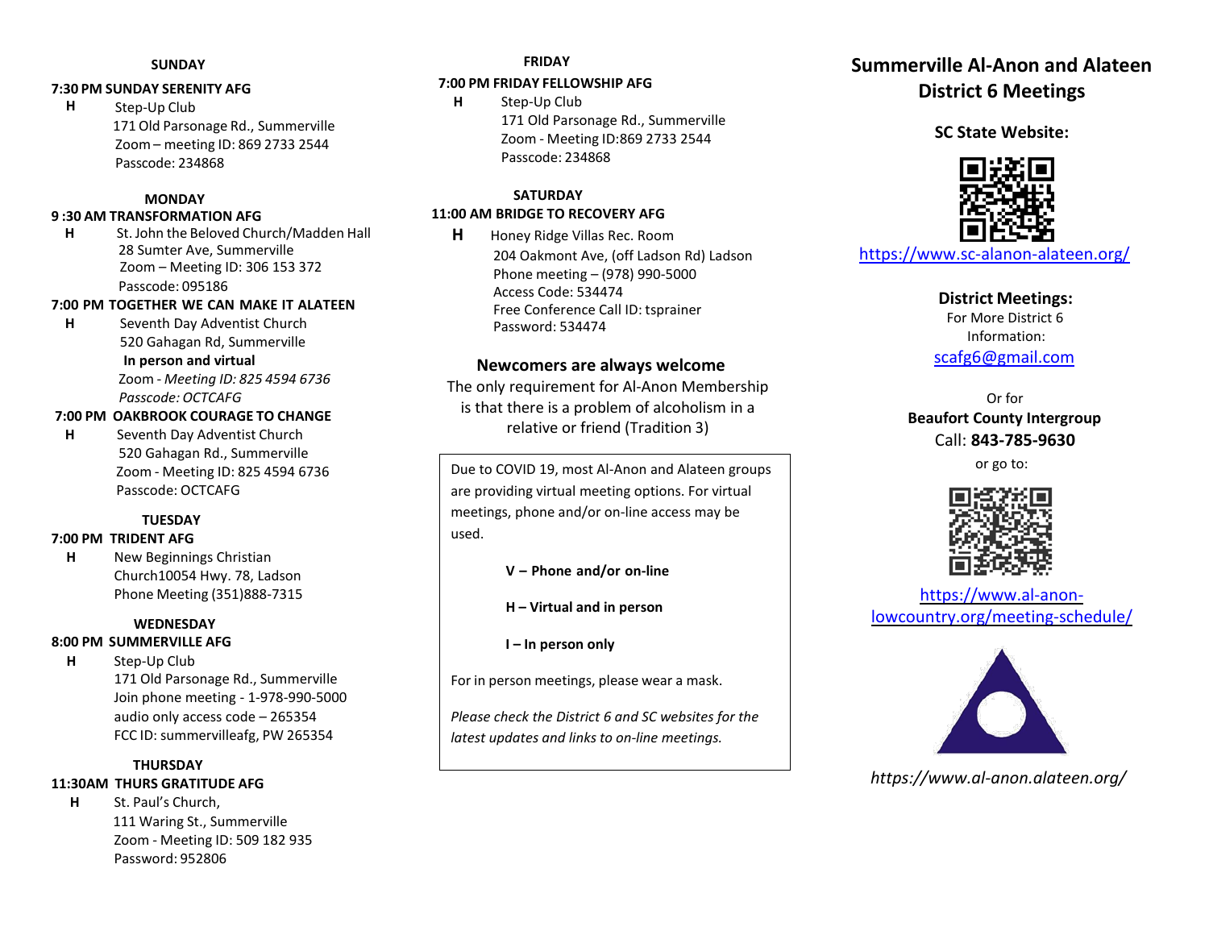## SUNDAY

**7:30 PM SUNDAY SERENITY AFG**

**H** Step-Up Club
171 Old Parsonage Rd., Summerville
Zoom – meeting ID: 869 2733 2544
Passcode: 234868

## MONDAY

**9 :30 AM TRANSFORMATION AFG**

**H** St. John the Beloved Church/Madden Hall
28 Sumter Ave, Summerville
Zoom – Meeting ID: 306 153 372
Passcode: 095186

**7:00 PM TOGETHER WE CAN MAKE IT ALATEEN**

**H** Seventh Day Adventist Church
520 Gahagan Rd, Summerville
**In person and virtual**
Zoom - *Meeting ID: 825 4594 6736*
*Passcode: OCTCAFG*

**7:00 PM OAKBROOK COURAGE TO CHANGE**

**H** Seventh Day Adventist Church
520 Gahagan Rd., Summerville
Zoom - Meeting ID: 825 4594 6736
Passcode: OCTCAFG

## TUESDAY

**7:00 PM TRIDENT AFG**

**H** New Beginnings Christian
Church10054 Hwy. 78, Ladson
Phone Meeting (351)888-7315

## WEDNESDAY

**8:00 PM SUMMERVILLE AFG**

**H** Step-Up Club
171 Old Parsonage Rd., Summerville
Join phone meeting - 1-978-990-5000
audio only access code – 265354
FCC ID: summervilleafg, PW 265354

## THURSDAY

**11:30AM THURS GRATITUDE AFG**

**H** St. Paul's Church,
111 Waring St., Summerville
Zoom - Meeting ID: 509 182 935
Password: 952806

## FRIDAY

**7:00 PM FRIDAY FELLOWSHIP AFG**

**H** Step-Up Club
171 Old Parsonage Rd., Summerville
Zoom - Meeting ID:869 2733 2544
Passcode: 234868

## SATURDAY

**11:00 AM BRIDGE TO RECOVERY AFG**

**H** Honey Ridge Villas Rec. Room
204 Oakmont Ave, (off Ladson Rd) Ladson
Phone meeting – (978) 990-5000
Access Code: 534474
Free Conference Call ID: tsprainer
Password: 534474

### Newcomers are always welcome

The only requirement for Al-Anon Membership is that there is a problem of alcoholism in a relative or friend (Tradition 3)

Due to COVID 19, most Al-Anon and Alateen groups are providing virtual meeting options. For virtual meetings, phone and/or on-line access may be used.

**V – Phone and/or on-line**

**H – Virtual and in person**

**I – In person only**

For in person meetings, please wear a mask.

*Please check the District 6 and SC websites for the latest updates and links to on-line meetings.*

# Summerville Al-Anon and Alateen District 6 Meetings

**SC State Website:**

https://www.sc-alanon-alateen.org/

**District Meetings:**
For More District 6 Information:
scafg6@gmail.com

Or for
**Beaufort County Intergroup**
Call: **843-785-9630**
or go to:

https://www.al-anon-lowcountry.org/meeting-schedule/

*https://www.al-anon.alateen.org/*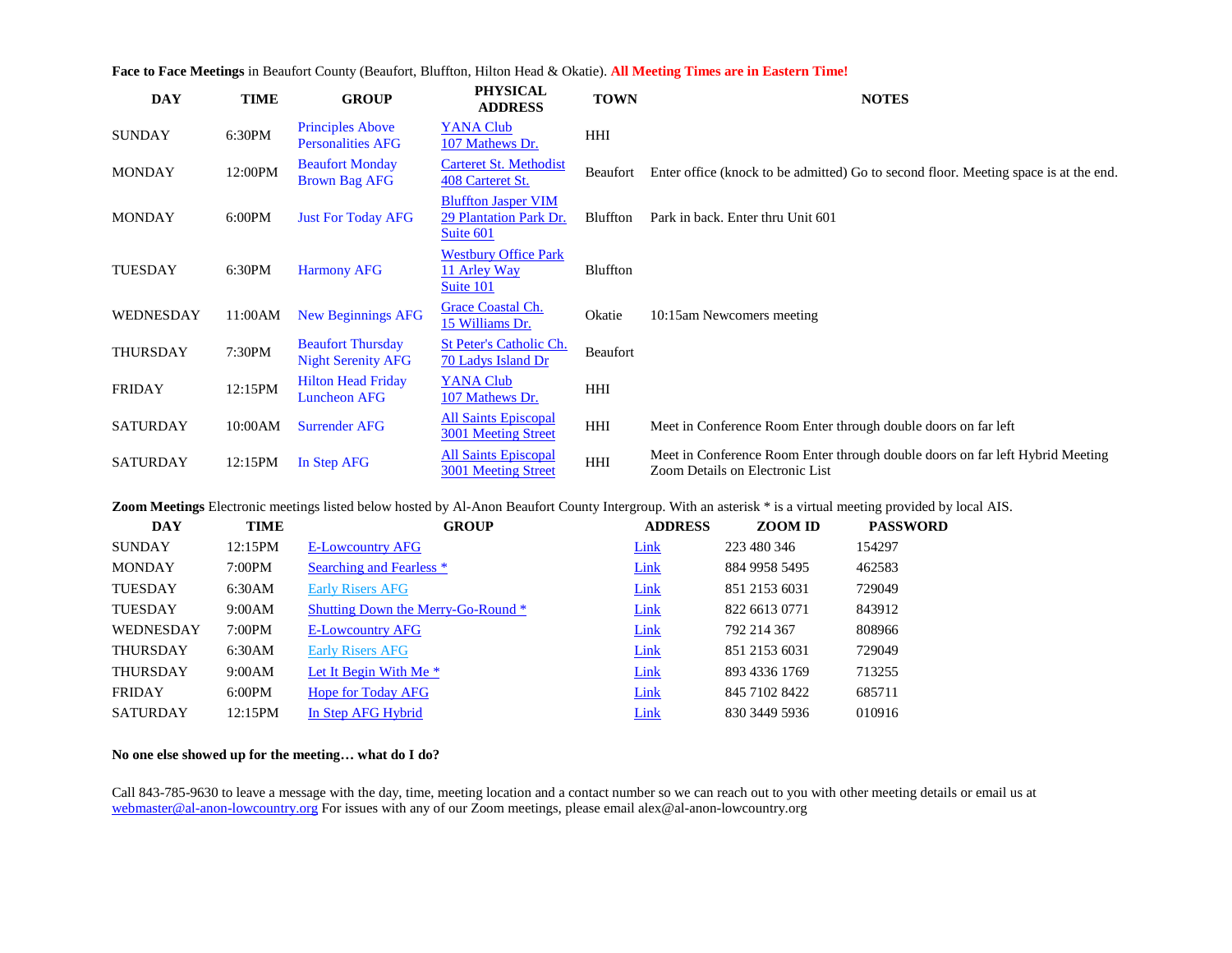**Face to Face Meetings** in Beaufort County (Beaufort, Bluffton, Hilton Head & Okatie). **All Meeting Times are in Eastern Time!**

| DAY | TIME | GROUP | PHYSICAL ADDRESS | TOWN | NOTES |
|---|---|---|---|---|---|
| SUNDAY | 6:30PM | Principles Above Personalities AFG | YANA Club 107 Mathews Dr. | HHI | |
| MONDAY | 12:00PM | Beaufort Monday Brown Bag AFG | Carteret St. Methodist 408 Carteret St. | Beaufort | Enter office (knock to be admitted) Go to second floor. Meeting space is at the end. |
| MONDAY | 6:00PM | Just For Today AFG | Bluffton Jasper VIM 29 Plantation Park Dr. Suite 601 | Bluffton | Park in back. Enter thru Unit 601 |
| TUESDAY | 6:30PM | Harmony AFG | Westbury Office Park 11 Arley Way Suite 101 | Bluffton | |
| WEDNESDAY | 11:00AM | New Beginnings AFG | Grace Coastal Ch. 15 Williams Dr. | Okatie | 10:15am Newcomers meeting |
| THURSDAY | 7:30PM | Beaufort Thursday Night Serenity AFG | St Peter's Catholic Ch. 70 Ladys Island Dr | Beaufort | |
| FRIDAY | 12:15PM | Hilton Head Friday Luncheon AFG | YANA Club 107 Mathews Dr. | HHI | |
| SATURDAY | 10:00AM | Surrender AFG | All Saints Episcopal 3001 Meeting Street | HHI | Meet in Conference Room Enter through double doors on far left |
| SATURDAY | 12:15PM | In Step AFG | All Saints Episcopal 3001 Meeting Street | HHI | Meet in Conference Room Enter through double doors on far left Hybrid Meeting Zoom Details on Electronic List |

**Zoom Meetings** Electronic meetings listed below hosted by Al-Anon Beaufort County Intergroup. With an asterisk * is a virtual meeting provided by local AIS.

| DAY | TIME | GROUP | ADDRESS | ZOOM ID | PASSWORD |
|---|---|---|---|---|---|
| SUNDAY | 12:15PM | E-Lowcountry AFG | Link | 223 480 346 | 154297 |
| MONDAY | 7:00PM | Searching and Fearless * | Link | 884 9958 5495 | 462583 |
| TUESDAY | 6:30AM | Early Risers AFG | Link | 851 2153 6031 | 729049 |
| TUESDAY | 9:00AM | Shutting Down the Merry-Go-Round * | Link | 822 6613 0771 | 843912 |
| WEDNESDAY | 7:00PM | E-Lowcountry AFG | Link | 792 214 367 | 808966 |
| THURSDAY | 6:30AM | Early Risers AFG | Link | 851 2153 6031 | 729049 |
| THURSDAY | 9:00AM | Let It Begin With Me * | Link | 893 4336 1769 | 713255 |
| FRIDAY | 6:00PM | Hope for Today AFG | Link | 845 7102 8422 | 685711 |
| SATURDAY | 12:15PM | In Step AFG Hybrid | Link | 830 3449 5936 | 010916 |

**No one else showed up for the meeting… what do I do?**

Call 843-785-9630 to leave a message with the day, time, meeting location and a contact number so we can reach out to you with other meeting details or email us at webmaster@al-anon-lowcountry.org For issues with any of our Zoom meetings, please email alex@al-anon-lowcountry.org